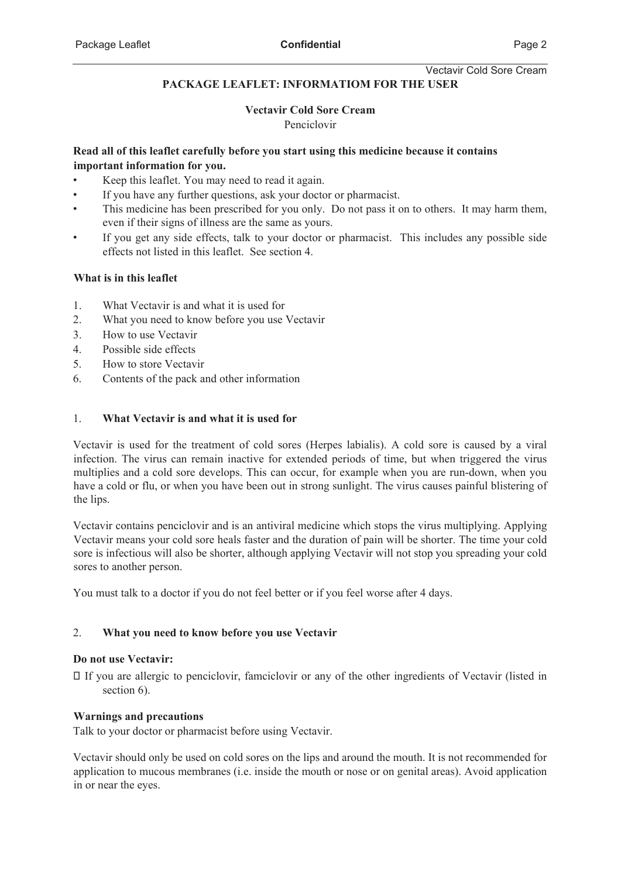Vectavir Cold Sore Cream

# PACKAGE LEAFLET: INFORMATIOM FOR THE USER

**Vectavir Cold Sore Cream**

Penciclovir

**Read all of this leaflet carefully before you start using this medicine because it contains important information for you.**

- Keep this leaflet. You may need to read it again.
- If you have any further questions, ask your doctor or pharmacist.
- This medicine has been prescribed for you only. Do not pass it on to others. It may harm them, even if their signs of illness are the same as yours.
- If you get any side effects, talk to your doctor or pharmacist. This includes any possible side effects not listed in this leaflet. See section 4.

**What is in this leaflet**

1. What Vectavir is and what it is used for
2. What you need to know before you use Vectavir
3. How to use Vectavir
4. Possible side effects
5. How to store Vectavir
6. Contents of the pack and other information

## 1. What Vectavir is and what it is used for

Vectavir is used for the treatment of cold sores (Herpes labialis). A cold sore is caused by a viral infection. The virus can remain inactive for extended periods of time, but when triggered the virus multiplies and a cold sore develops. This can occur, for example when you are run-down, when you have a cold or flu, or when you have been out in strong sunlight. The virus causes painful blistering of the lips.

Vectavir contains penciclovir and is an antiviral medicine which stops the virus multiplying. Applying Vectavir means your cold sore heals faster and the duration of pain will be shorter. The time your cold sore is infectious will also be shorter, although applying Vectavir will not stop you spreading your cold sores to another person.

You must talk to a doctor if you do not feel better or if you feel worse after 4 days.

## 2. What you need to know before you use Vectavir

**Do not use Vectavir:**

- If you are allergic to penciclovir, famciclovir or any of the other ingredients of Vectavir (listed in section 6).

**Warnings and precautions**

Talk to your doctor or pharmacist before using Vectavir.

Vectavir should only be used on cold sores on the lips and around the mouth. It is not recommended for application to mucous membranes (i.e. inside the mouth or nose or on genital areas). Avoid application in or near the eyes.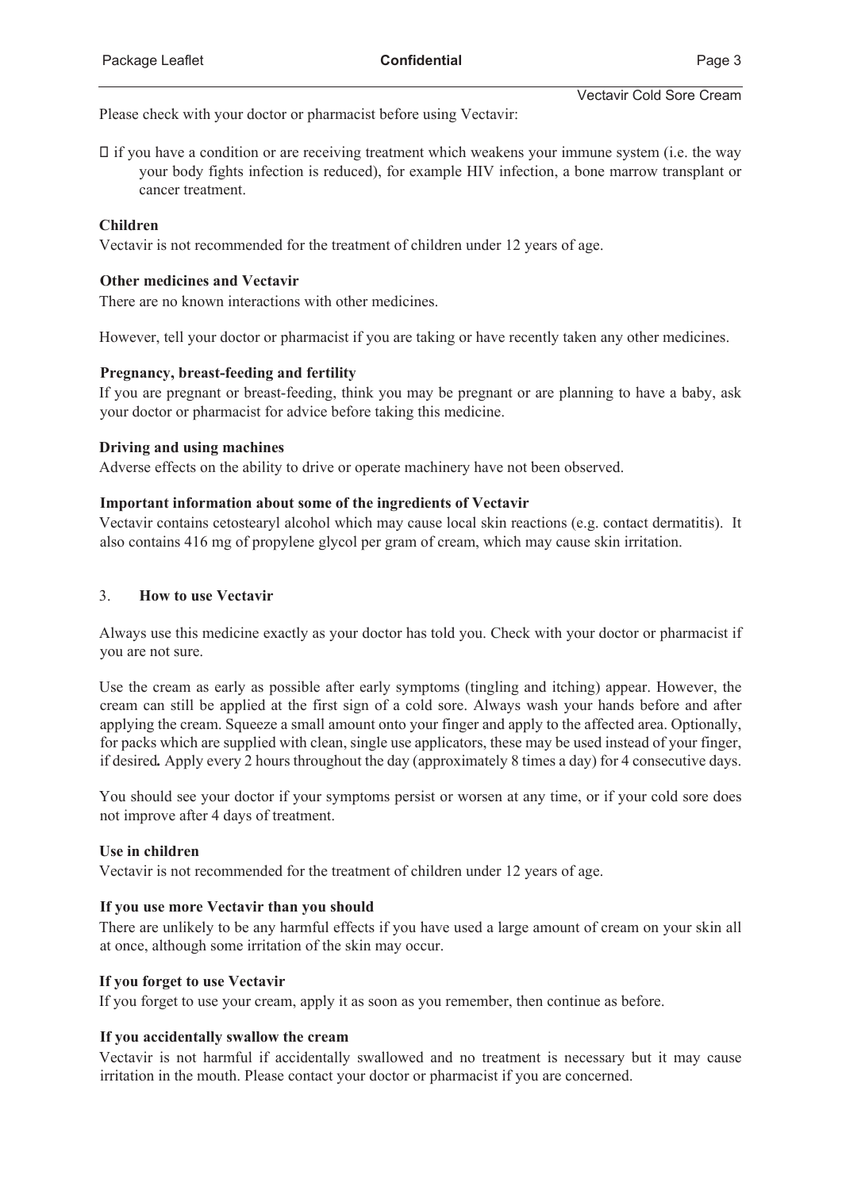Please check with your doctor or pharmacist before using Vectavir:

- if you have a condition or are receiving treatment which weakens your immune system (i.e. the way your body fights infection is reduced), for example HIV infection, a bone marrow transplant or cancer treatment.

**Children**

Vectavir is not recommended for the treatment of children under 12 years of age.

**Other medicines and Vectavir**

There are no known interactions with other medicines.

However, tell your doctor or pharmacist if you are taking or have recently taken any other medicines.

**Pregnancy, breast-feeding and fertility**

If you are pregnant or breast-feeding, think you may be pregnant or are planning to have a baby, ask your doctor or pharmacist for advice before taking this medicine.

**Driving and using machines**

Adverse effects on the ability to drive or operate machinery have not been observed.

**Important information about some of the ingredients of Vectavir**

Vectavir contains cetostearyl alcohol which may cause local skin reactions (e.g. contact dermatitis). It also contains 416 mg of propylene glycol per gram of cream, which may cause skin irritation.

## 3. How to use Vectavir

Always use this medicine exactly as your doctor has told you. Check with your doctor or pharmacist if you are not sure.

Use the cream as early as possible after early symptoms (tingling and itching) appear. However, the cream can still be applied at the first sign of a cold sore. Always wash your hands before and after applying the cream. Squeeze a small amount onto your finger and apply to the affected area. Optionally, for packs which are supplied with clean, single use applicators, these may be used instead of your finger, if desired*.* Apply every 2 hours throughout the day (approximately 8 times a day) for 4 consecutive days.

You should see your doctor if your symptoms persist or worsen at any time, or if your cold sore does not improve after 4 days of treatment.

**Use in children**

Vectavir is not recommended for the treatment of children under 12 years of age.

**If you use more Vectavir than you should**

There are unlikely to be any harmful effects if you have used a large amount of cream on your skin all at once, although some irritation of the skin may occur.

**If you forget to use Vectavir**

If you forget to use your cream, apply it as soon as you remember, then continue as before.

**If you accidentally swallow the cream**

Vectavir is not harmful if accidentally swallowed and no treatment is necessary but it may cause irritation in the mouth. Please contact your doctor or pharmacist if you are concerned.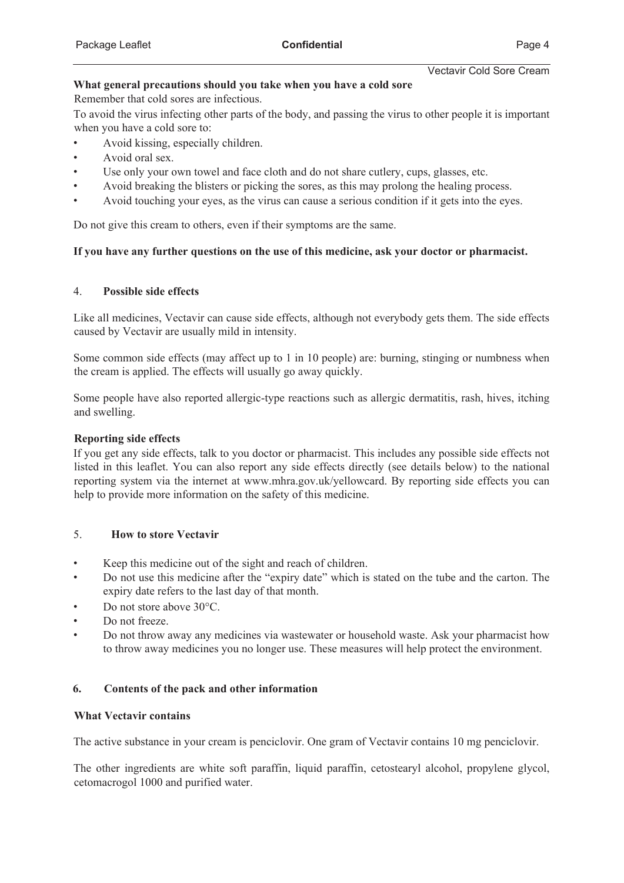**What general precautions should you take when you have a cold sore**

Remember that cold sores are infectious.

To avoid the virus infecting other parts of the body, and passing the virus to other people it is important when you have a cold sore to:

- Avoid kissing, especially children.
- Avoid oral sex.
- Use only your own towel and face cloth and do not share cutlery, cups, glasses, etc.
- Avoid breaking the blisters or picking the sores, as this may prolong the healing process.
- Avoid touching your eyes, as the virus can cause a serious condition if it gets into the eyes.

Do not give this cream to others, even if their symptoms are the same.

**If you have any further questions on the use of this medicine, ask your doctor or pharmacist.**

## 4. Possible side effects

Like all medicines, Vectavir can cause side effects, although not everybody gets them. The side effects caused by Vectavir are usually mild in intensity.

Some common side effects (may affect up to 1 in 10 people) are: burning, stinging or numbness when the cream is applied. The effects will usually go away quickly.

Some people have also reported allergic-type reactions such as allergic dermatitis, rash, hives, itching and swelling.

**Reporting side effects**

If you get any side effects, talk to you doctor or pharmacist. This includes any possible side effects not listed in this leaflet. You can also report any side effects directly (see details below) to the national reporting system via the internet at www.mhra.gov.uk/yellowcard. By reporting side effects you can help to provide more information on the safety of this medicine.

## 5. How to store Vectavir

- Keep this medicine out of the sight and reach of children.
- Do not use this medicine after the "expiry date" which is stated on the tube and the carton. The expiry date refers to the last day of that month.
- Do not store above 30°C.
- Do not freeze.
- Do not throw away any medicines via wastewater or household waste. Ask your pharmacist how to throw away medicines you no longer use. These measures will help protect the environment.

## 6. Contents of the pack and other information

**What Vectavir contains**

The active substance in your cream is penciclovir. One gram of Vectavir contains 10 mg penciclovir.

The other ingredients are white soft paraffin, liquid paraffin, cetostearyl alcohol, propylene glycol, cetomacrogol 1000 and purified water.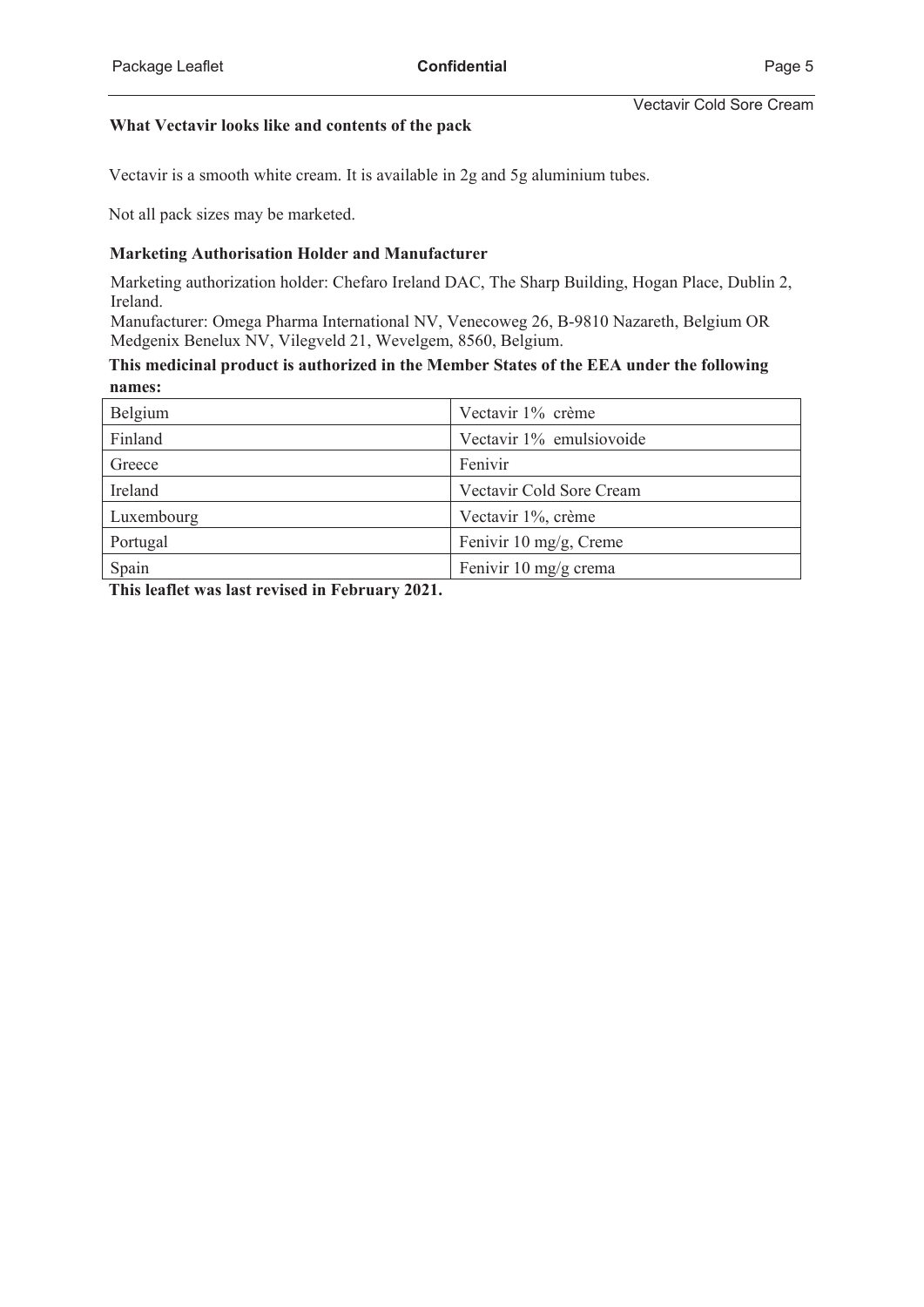### What Vectavir looks like and contents of the pack

Vectavir is a smooth white cream. It is available in 2g and 5g aluminium tubes.

Not all pack sizes may be marketed.

### Marketing Authorisation Holder and Manufacturer

Marketing authorization holder: Chefaro Ireland DAC, The Sharp Building, Hogan Place, Dublin 2, Ireland.
Manufacturer: Omega Pharma International NV, Venecoweg 26, B-9810 Nazareth, Belgium OR Medgenix Benelux NV, Vilegveld 21, Wevelgem, 8560, Belgium.

**This medicinal product is authorized in the Member States of the EEA under the following names:**

| | |
|---|---|
| Belgium | Vectavir 1% crème |
| Finland | Vectavir 1% emulsiovoide |
| Greece | Fenivir |
| Ireland | Vectavir Cold Sore Cream |
| Luxembourg | Vectavir 1%, crème |
| Portugal | Fenivir 10 mg/g, Creme |
| Spain | Fenivir 10 mg/g crema |

**This leaflet was last revised in February 2021.**